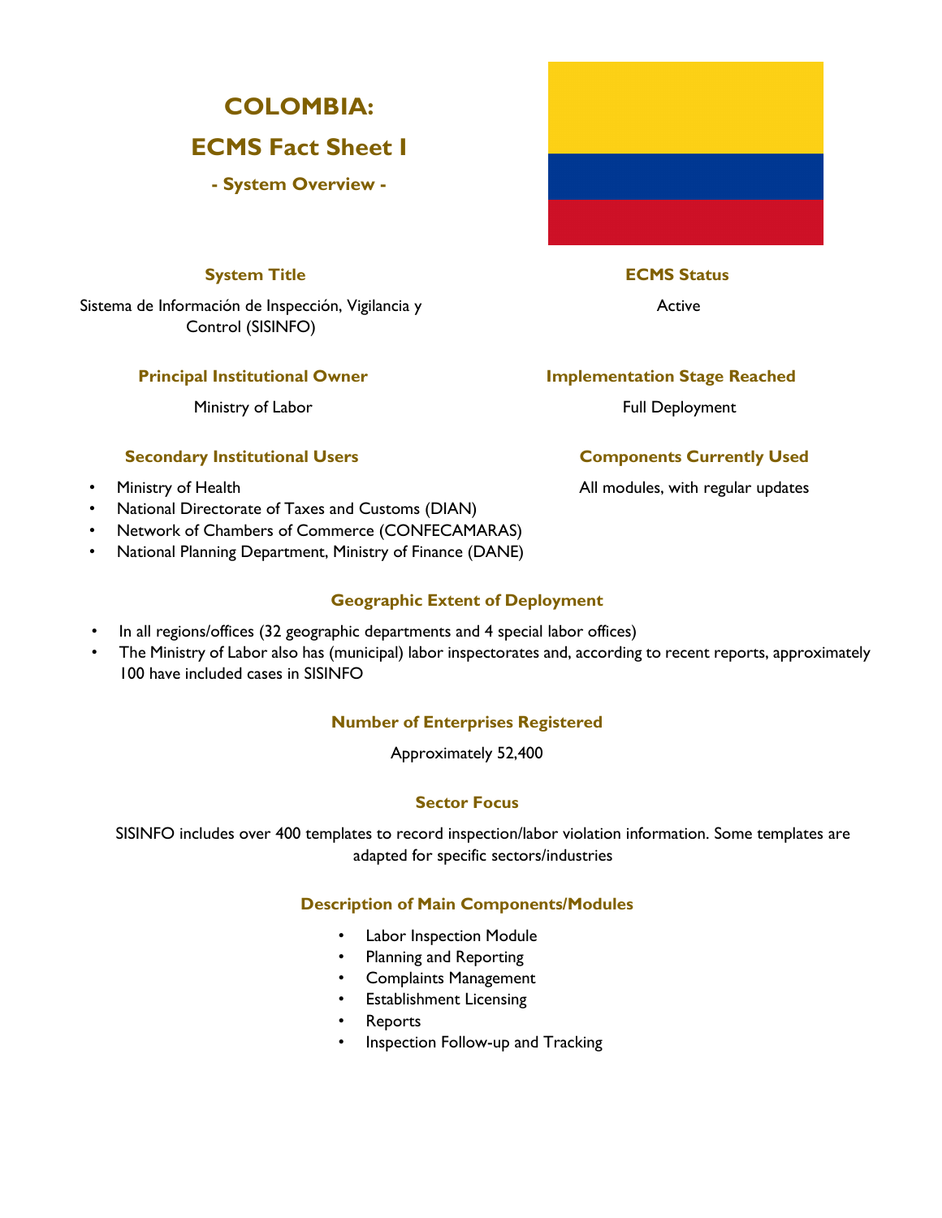# COLOMBIA:

# ECMS Fact Sheet I

## - System Overview -

### System Title

Sistema de Información de Inspección, Vigilancia y Control (SISINFO)

### ECMS Status

Active

### Principal Institutional Owner

Ministry of Labor

### Implementation Stage Reached

Full Deployment

### Secondary Institutional Users

- Ministry of Health
- National Directorate of Taxes and Customs (DIAN)
- Network of Chambers of Commerce (CONFECAMARAS)
- National Planning Department, Ministry of Finance (DANE)

### Components Currently Used

All modules, with regular updates

### Geographic Extent of Deployment

- In all regions/offices (32 geographic departments and 4 special labor offices)
- The Ministry of Labor also has (municipal) labor inspectorates and, according to recent reports, approximately 100 have included cases in SISINFO

### Number of Enterprises Registered

Approximately 52,400

### Sector Focus

SISINFO includes over 400 templates to record inspection/labor violation information. Some templates are adapted for specific sectors/industries

### Description of Main Components/Modules

- Labor Inspection Module
- Planning and Reporting
- Complaints Management
- Establishment Licensing
- Reports
- Inspection Follow-up and Tracking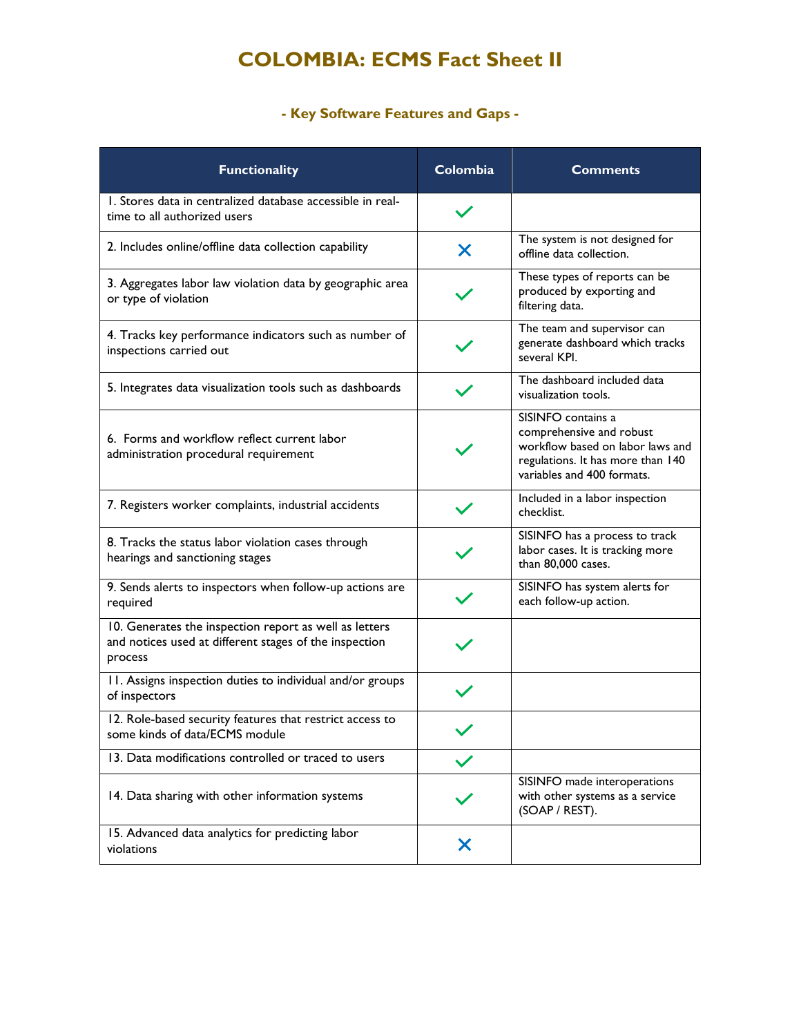# COLOMBIA: ECMS Fact Sheet II

### - Key Software Features and Gaps -

| Functionality | Colombia | Comments |
|---|---|---|
| 1. Stores data in centralized database accessible in real-time to all authorized users | ✓ | |
| 2. Includes online/offline data collection capability | ✗ | The system is not designed for offline data collection. |
| 3. Aggregates labor law violation data by geographic area or type of violation | ✓ | These types of reports can be produced by exporting and filtering data. |
| 4. Tracks key performance indicators such as number of inspections carried out | ✓ | The team and supervisor can generate dashboard which tracks several KPI. |
| 5. Integrates data visualization tools such as dashboards | ✓ | The dashboard included data visualization tools. |
| 6. Forms and workflow reflect current labor administration procedural requirement | ✓ | SISINFO contains a comprehensive and robust workflow based on labor laws and regulations. It has more than 140 variables and 400 formats. |
| 7. Registers worker complaints, industrial accidents | ✓ | Included in a labor inspection checklist. |
| 8. Tracks the status labor violation cases through hearings and sanctioning stages | ✓ | SISINFO has a process to track labor cases. It is tracking more than 80,000 cases. |
| 9. Sends alerts to inspectors when follow-up actions are required | ✓ | SISINFO has system alerts for each follow-up action. |
| 10. Generates the inspection report as well as letters and notices used at different stages of the inspection process | ✓ | |
| 11. Assigns inspection duties to individual and/or groups of inspectors | ✓ | |
| 12. Role-based security features that restrict access to some kinds of data/ECMS module | ✓ | |
| 13. Data modifications controlled or traced to users | ✓ | |
| 14. Data sharing with other information systems | ✓ | SISINFO made interoperations with other systems as a service (SOAP / REST). |
| 15. Advanced data analytics for predicting labor violations | ✗ | |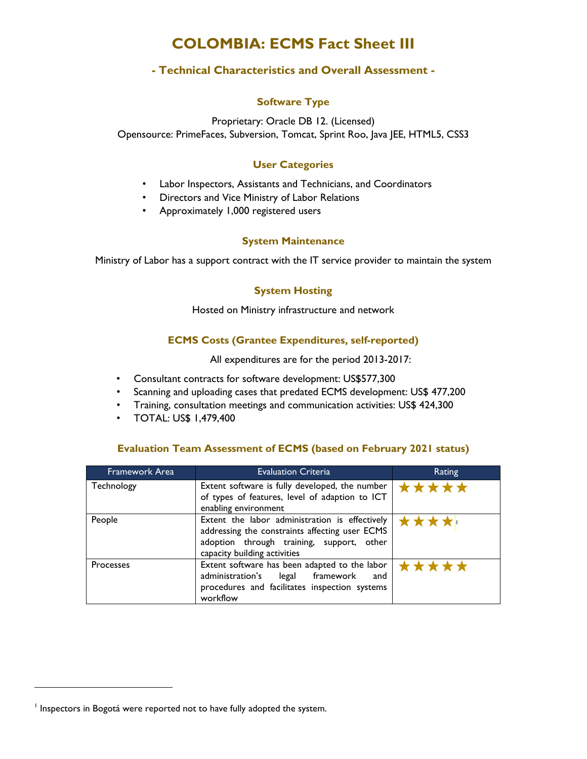# COLOMBIA: ECMS Fact Sheet III

## - Technical Characteristics and Overall Assessment -

### Software Type

Proprietary: Oracle DB 12. (Licensed)
Opensource: PrimeFaces, Subversion, Tomcat, Sprint Roo, Java JEE, HTML5, CSS3

### User Categories

- Labor Inspectors, Assistants and Technicians, and Coordinators
- Directors and Vice Ministry of Labor Relations
- Approximately 1,000 registered users

### System Maintenance

Ministry of Labor has a support contract with the IT service provider to maintain the system

### System Hosting

Hosted on Ministry infrastructure and network

### ECMS Costs (Grantee Expenditures, self-reported)

All expenditures are for the period 2013-2017:

- Consultant contracts for software development: US$577,300
- Scanning and uploading cases that predated ECMS development: US$ 477,200
- Training, consultation meetings and communication activities: US$ 424,300
- TOTAL: US$ 1,479,400

### Evaluation Team Assessment of ECMS (based on February 2021 status)

| Framework Area | Evaluation Criteria | Rating |
|---|---|---|
| Technology | Extent software is fully developed, the number of types of features, level of adaption to ICT enabling environment | ★★★★★ |
| People | Extent the labor administration is effectively addressing the constraints affecting user ECMS adoption through training, support, other capacity building activities | ★★★★[1] |
| Processes | Extent software has been adapted to the labor administration's legal framework and procedures and facilitates inspection systems workflow | ★★★★★ |

[1] Inspectors in Bogotá were reported not to have fully adopted the system.